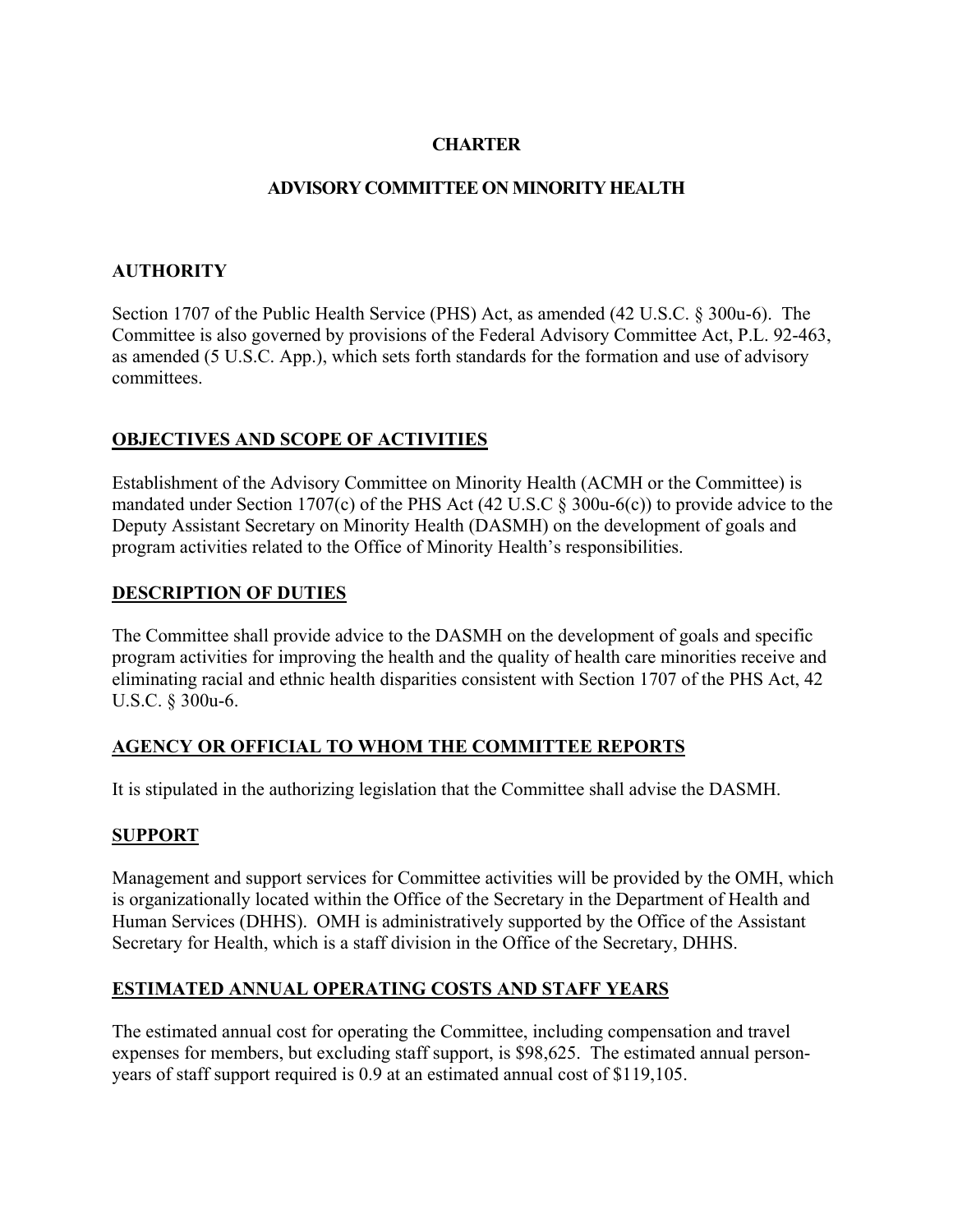# CHARTER

## ADVISORY COMMITTEE ON MINORITY HEALTH

### AUTHORITY

Section 1707 of the Public Health Service (PHS) Act, as amended (42 U.S.C. § 300u-6). The Committee is also governed by provisions of the Federal Advisory Committee Act, P.L. 92-463, as amended (5 U.S.C. App.), which sets forth standards for the formation and use of advisory committees.

### OBJECTIVES AND SCOPE OF ACTIVITIES

Establishment of the Advisory Committee on Minority Health (ACMH or the Committee) is mandated under Section 1707(c) of the PHS Act (42 U.S.C § 300u-6(c)) to provide advice to the Deputy Assistant Secretary on Minority Health (DASMH) on the development of goals and program activities related to the Office of Minority Health's responsibilities.

### DESCRIPTION OF DUTIES

The Committee shall provide advice to the DASMH on the development of goals and specific program activities for improving the health and the quality of health care minorities receive and eliminating racial and ethnic health disparities consistent with Section 1707 of the PHS Act, 42 U.S.C. § 300u-6.

### AGENCY OR OFFICIAL TO WHOM THE COMMITTEE REPORTS

It is stipulated in the authorizing legislation that the Committee shall advise the DASMH.

### SUPPORT

Management and support services for Committee activities will be provided by the OMH, which is organizationally located within the Office of the Secretary in the Department of Health and Human Services (DHHS). OMH is administratively supported by the Office of the Assistant Secretary for Health, which is a staff division in the Office of the Secretary, DHHS.

### ESTIMATED ANNUAL OPERATING COSTS AND STAFF YEARS

The estimated annual cost for operating the Committee, including compensation and travel expenses for members, but excluding staff support, is $98,625. The estimated annual person-years of staff support required is 0.9 at an estimated annual cost of $119,105.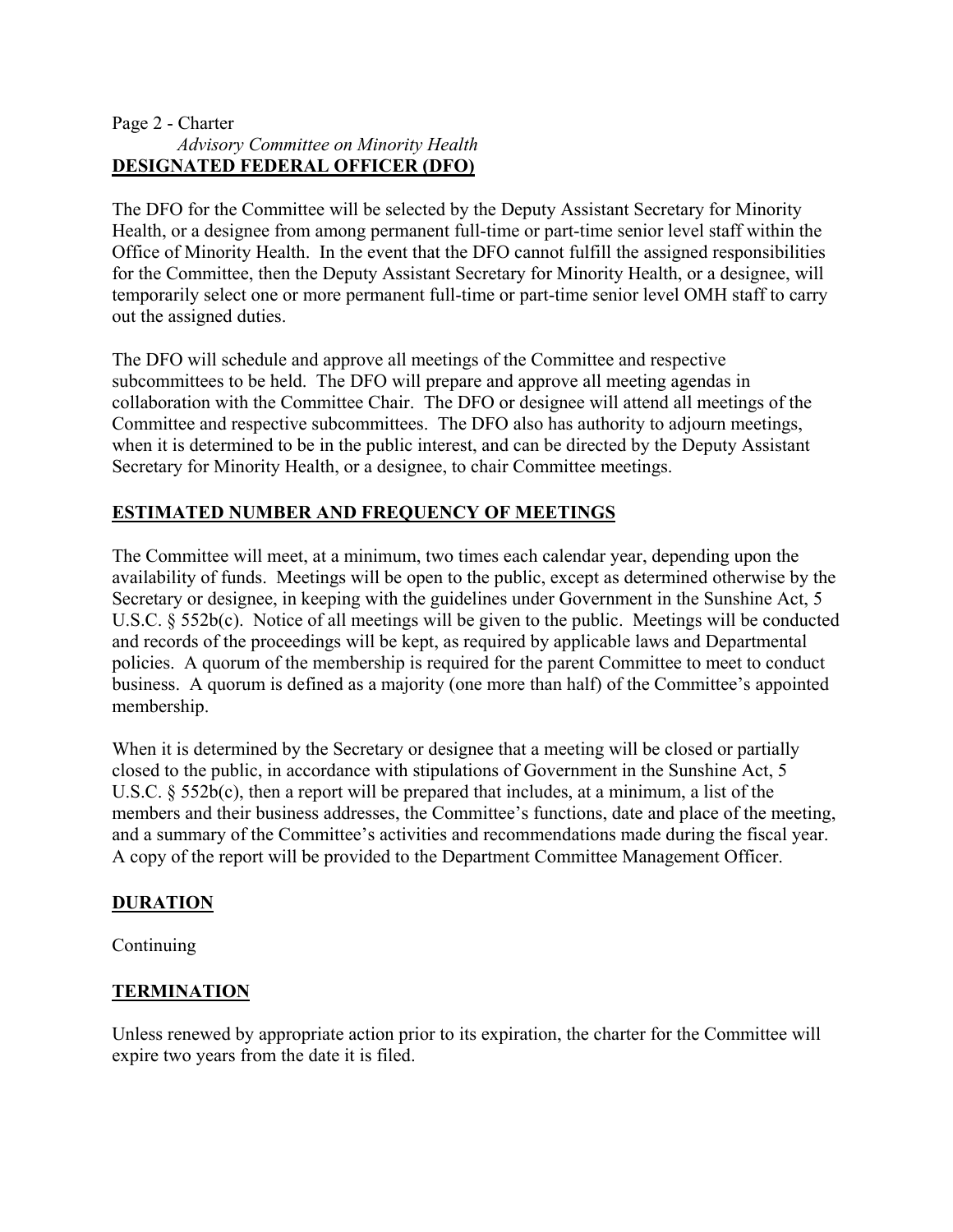## DESIGNATED FEDERAL OFFICER (DFO)

The DFO for the Committee will be selected by the Deputy Assistant Secretary for Minority Health, or a designee from among permanent full-time or part-time senior level staff within the Office of Minority Health. In the event that the DFO cannot fulfill the assigned responsibilities for the Committee, then the Deputy Assistant Secretary for Minority Health, or a designee, will temporarily select one or more permanent full-time or part-time senior level OMH staff to carry out the assigned duties.

The DFO will schedule and approve all meetings of the Committee and respective subcommittees to be held. The DFO will prepare and approve all meeting agendas in collaboration with the Committee Chair. The DFO or designee will attend all meetings of the Committee and respective subcommittees. The DFO also has authority to adjourn meetings, when it is determined to be in the public interest, and can be directed by the Deputy Assistant Secretary for Minority Health, or a designee, to chair Committee meetings.

## ESTIMATED NUMBER AND FREQUENCY OF MEETINGS

The Committee will meet, at a minimum, two times each calendar year, depending upon the availability of funds. Meetings will be open to the public, except as determined otherwise by the Secretary or designee, in keeping with the guidelines under Government in the Sunshine Act, 5 U.S.C. § 552b(c). Notice of all meetings will be given to the public. Meetings will be conducted and records of the proceedings will be kept, as required by applicable laws and Departmental policies. A quorum of the membership is required for the parent Committee to meet to conduct business. A quorum is defined as a majority (one more than half) of the Committee's appointed membership.

When it is determined by the Secretary or designee that a meeting will be closed or partially closed to the public, in accordance with stipulations of Government in the Sunshine Act, 5 U.S.C. § 552b(c), then a report will be prepared that includes, at a minimum, a list of the members and their business addresses, the Committee's functions, date and place of the meeting, and a summary of the Committee's activities and recommendations made during the fiscal year. A copy of the report will be provided to the Department Committee Management Officer.

## DURATION

Continuing

## TERMINATION

Unless renewed by appropriate action prior to its expiration, the charter for the Committee will expire two years from the date it is filed.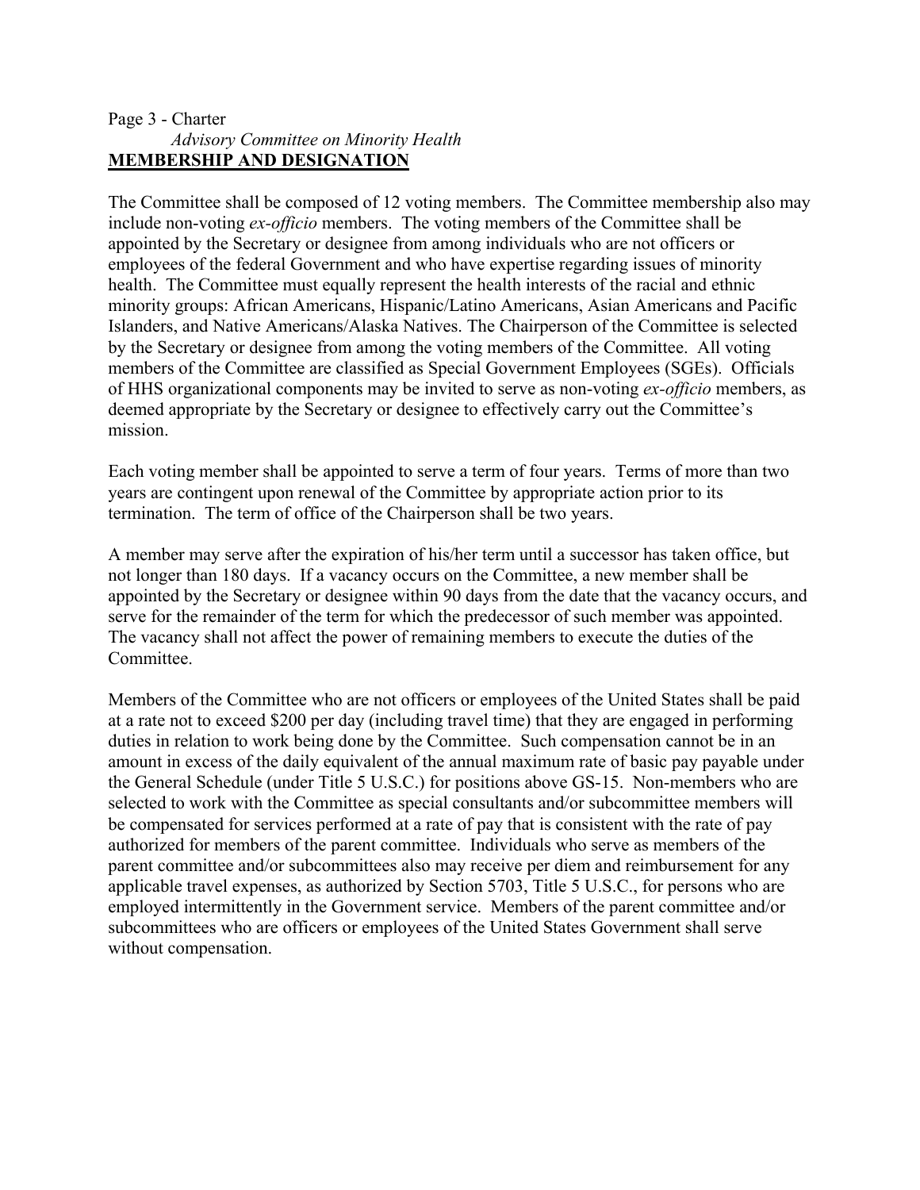## MEMBERSHIP AND DESIGNATION

The Committee shall be composed of 12 voting members. The Committee membership also may include non-voting *ex-officio* members. The voting members of the Committee shall be appointed by the Secretary or designee from among individuals who are not officers or employees of the federal Government and who have expertise regarding issues of minority health. The Committee must equally represent the health interests of the racial and ethnic minority groups: African Americans, Hispanic/Latino Americans, Asian Americans and Pacific Islanders, and Native Americans/Alaska Natives. The Chairperson of the Committee is selected by the Secretary or designee from among the voting members of the Committee. All voting members of the Committee are classified as Special Government Employees (SGEs). Officials of HHS organizational components may be invited to serve as non-voting *ex-officio* members, as deemed appropriate by the Secretary or designee to effectively carry out the Committee's mission.

Each voting member shall be appointed to serve a term of four years. Terms of more than two years are contingent upon renewal of the Committee by appropriate action prior to its termination. The term of office of the Chairperson shall be two years.

A member may serve after the expiration of his/her term until a successor has taken office, but not longer than 180 days. If a vacancy occurs on the Committee, a new member shall be appointed by the Secretary or designee within 90 days from the date that the vacancy occurs, and serve for the remainder of the term for which the predecessor of such member was appointed. The vacancy shall not affect the power of remaining members to execute the duties of the Committee.

Members of the Committee who are not officers or employees of the United States shall be paid at a rate not to exceed $200 per day (including travel time) that they are engaged in performing duties in relation to work being done by the Committee. Such compensation cannot be in an amount in excess of the daily equivalent of the annual maximum rate of basic pay payable under the General Schedule (under Title 5 U.S.C.) for positions above GS-15. Non-members who are selected to work with the Committee as special consultants and/or subcommittee members will be compensated for services performed at a rate of pay that is consistent with the rate of pay authorized for members of the parent committee. Individuals who serve as members of the parent committee and/or subcommittees also may receive per diem and reimbursement for any applicable travel expenses, as authorized by Section 5703, Title 5 U.S.C., for persons who are employed intermittently in the Government service. Members of the parent committee and/or subcommittees who are officers or employees of the United States Government shall serve without compensation.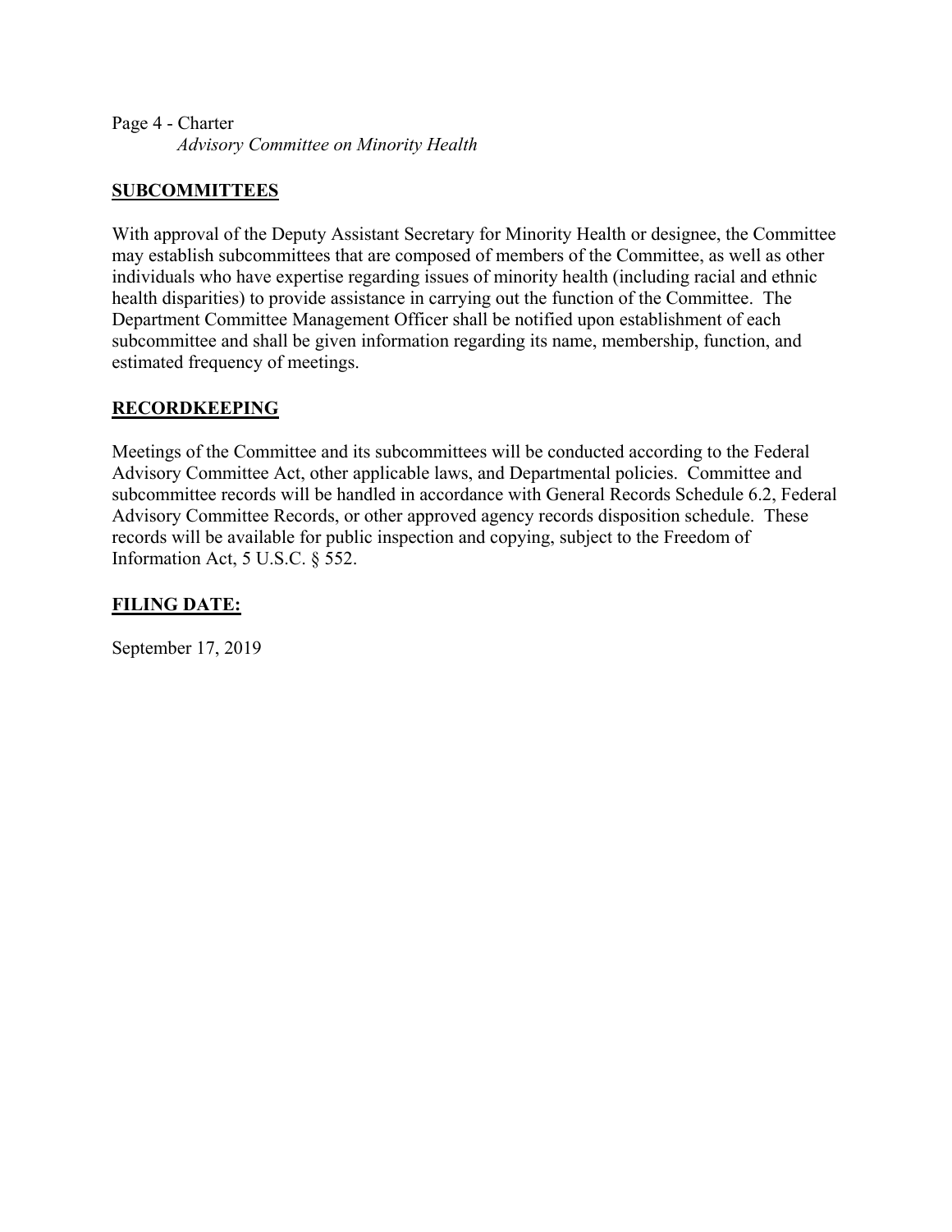## SUBCOMMITTEES

With approval of the Deputy Assistant Secretary for Minority Health or designee, the Committee may establish subcommittees that are composed of members of the Committee, as well as other individuals who have expertise regarding issues of minority health (including racial and ethnic health disparities) to provide assistance in carrying out the function of the Committee. The Department Committee Management Officer shall be notified upon establishment of each subcommittee and shall be given information regarding its name, membership, function, and estimated frequency of meetings.

## RECORDKEEPING

Meetings of the Committee and its subcommittees will be conducted according to the Federal Advisory Committee Act, other applicable laws, and Departmental policies. Committee and subcommittee records will be handled in accordance with General Records Schedule 6.2, Federal Advisory Committee Records, or other approved agency records disposition schedule. These records will be available for public inspection and copying, subject to the Freedom of Information Act, 5 U.S.C. § 552.

## FILING DATE:

September 17, 2019